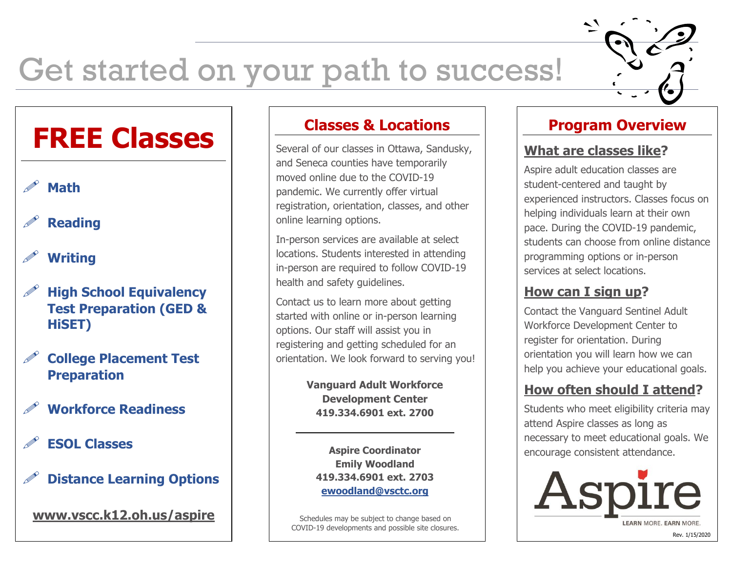# Get started on your path to success!

## FREE Classes

- **Math**
- **Reading**
- **Writing**
- **High School Equivalency Test Preparation (GED & HiSET)**
- **College Placement Test Preparation**
- **Workforce Readiness**
- **ESOL Classes**
- **Distance Learning Options**

**www.vscc.k12.oh.us/aspire**

## Classes & Locations

Several of our classes in Ottawa, Sandusky, and Seneca counties have temporarily moved online due to the COVID-19 pandemic. We currently offer virtual registration, orientation, classes, and other online learning options.

In-person services are available at select locations. Students interested in attending in-person are required to follow COVID-19 health and safety guidelines.

Contact us to learn more about getting started with online or in-person learning options. Our staff will assist you in registering and getting scheduled for an orientation. We look forward to serving you!

**Vanguard Adult Workforce Development Center**
**419.334.6901 ext. 2700**

---

**Aspire Coordinator**
**Emily Woodland**
**419.334.6901 ext. 2703**
**ewoodland@vsctc.org**

Schedules may be subject to change based on COVID-19 developments and possible site closures.

## Program Overview

### What are classes like?

Aspire adult education classes are student-centered and taught by experienced instructors. Classes focus on helping individuals learn at their own pace. During the COVID-19 pandemic, students can choose from online distance programming options or in-person services at select locations.

### How can I sign up?

Contact the Vanguard Sentinel Adult Workforce Development Center to register for orientation. During orientation you will learn how we can help you achieve your educational goals.

### How often should I attend?

Students who meet eligibility criteria may attend Aspire classes as long as necessary to meet educational goals. We encourage consistent attendance.

Aspire
LEARN MORE. EARN MORE.

Rev. 1/15/2020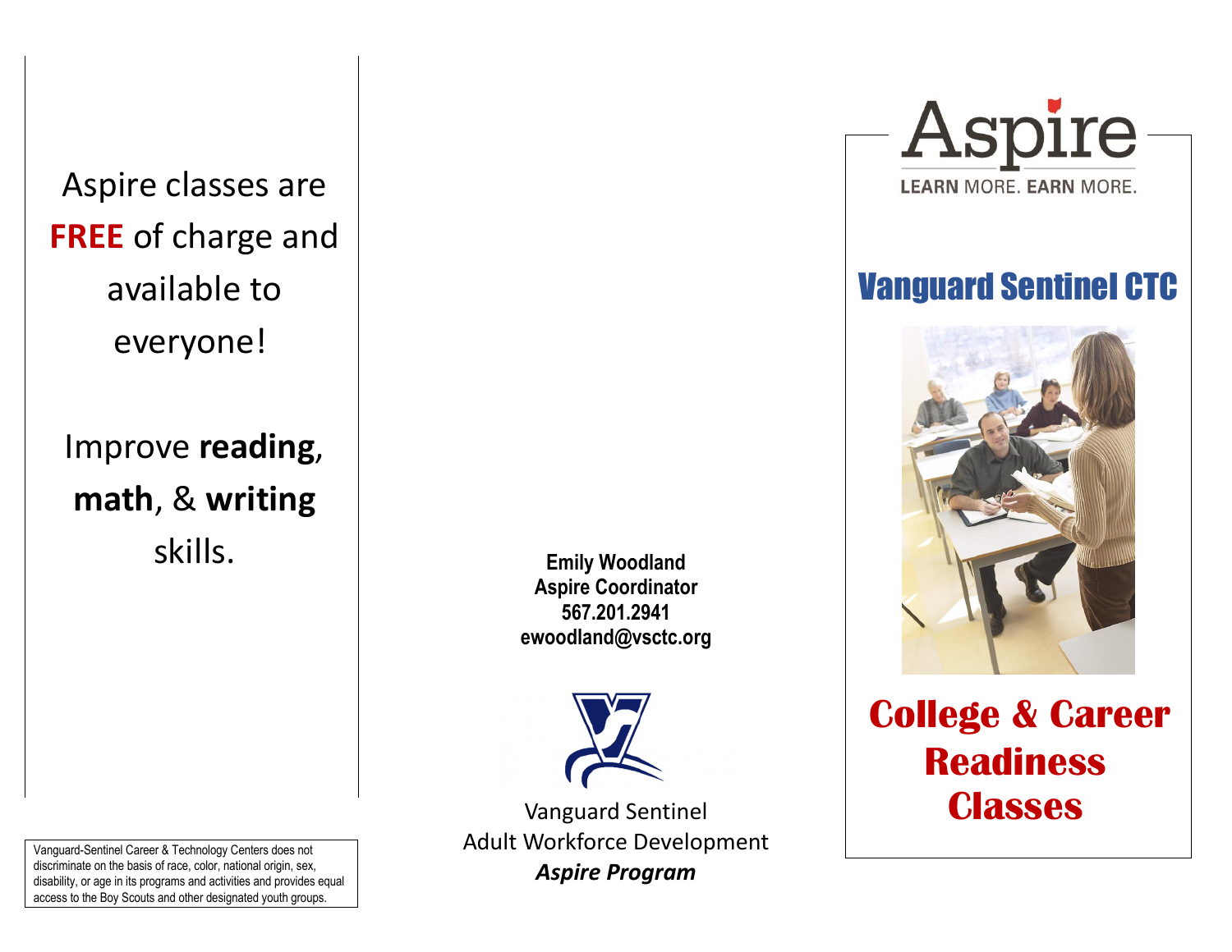Aspire classes are **FREE** of charge and available to everyone!

Improve **reading**, **math**, & **writing** skills.

Vanguard-Sentinel Career & Technology Centers does not discriminate on the basis of race, color, national origin, sex, disability, or age in its programs and activities and provides equal access to the Boy Scouts and other designated youth groups.

**Emily Woodland**
**Aspire Coordinator**
**567.201.2941**
**ewoodland@vsctc.org**

Vanguard Sentinel
Adult Workforce Development
***Aspire Program***

Aspire
LEARN MORE. **EARN** MORE.

## Vanguard Sentinel CTC

# College & Career Readiness Classes